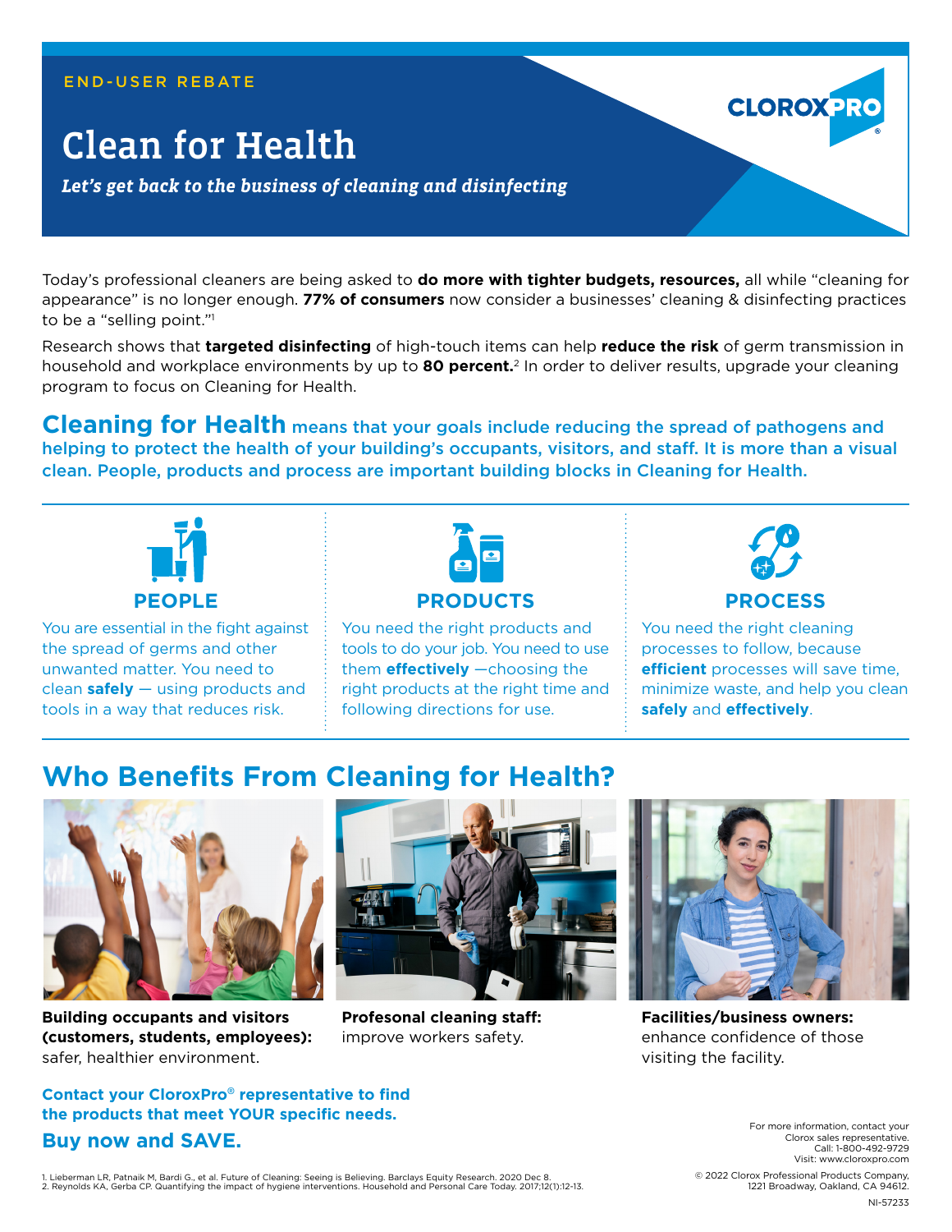END-USER REBATE

# Clean for Health

***Let's get back to the business of cleaning and disinfecting***

CLOROXPRO®

Today's professional cleaners are being asked to **do more with tighter budgets, resources,** all while "cleaning for appearance" is no longer enough. **77% of consumers** now consider a businesses' cleaning & disinfecting practices to be a "selling point."[1]

Research shows that **targeted disinfecting** of high-touch items can help **reduce the risk** of germ transmission in household and workplace environments by up to **80 percent.**[2] In order to deliver results, upgrade your cleaning program to focus on Cleaning for Health.

**Cleaning for Health** means that your goals include reducing the spread of pathogens and helping to protect the health of your building's occupants, visitors, and staff. It is more than a visual clean. People, products and process are important building blocks in Cleaning for Health.

### PEOPLE

You are essential in the fight against the spread of germs and other unwanted matter. You need to clean **safely** — using products and tools in a way that reduces risk.

### PRODUCTS

You need the right products and tools to do your job. You need to use them **effectively** —choosing the right products at the right time and following directions for use.

### PROCESS

You need the right cleaning processes to follow, because **efficient** processes will save time, minimize waste, and help you clean **safely** and **effectively**.

## Who Benefits From Cleaning for Health?

**Building occupants and visitors (customers, students, employees):** safer, healthier environment.

**Profesonal cleaning staff:** improve workers safety.

**Facilities/business owners:** enhance confidence of those visiting the facility.

**Contact your CloroxPro® representative to find the products that meet YOUR specific needs.**

**Buy now and SAVE.**

For more information, contact your Clorox sales representative.
Call: 1-800-492-9729
Visit: www.cloroxpro.com

1. Lieberman LR, Patnaik M, Bardi G., et al. Future of Cleaning: Seeing is Believing. Barclays Equity Research. 2020 Dec 8.
2. Reynolds KA, Gerba CP. Quantifying the impact of hygiene interventions. Household and Personal Care Today. 2017;12(1):12-13.

© 2022 Clorox Professional Products Company, 1221 Broadway, Oakland, CA 94612.

NI-57233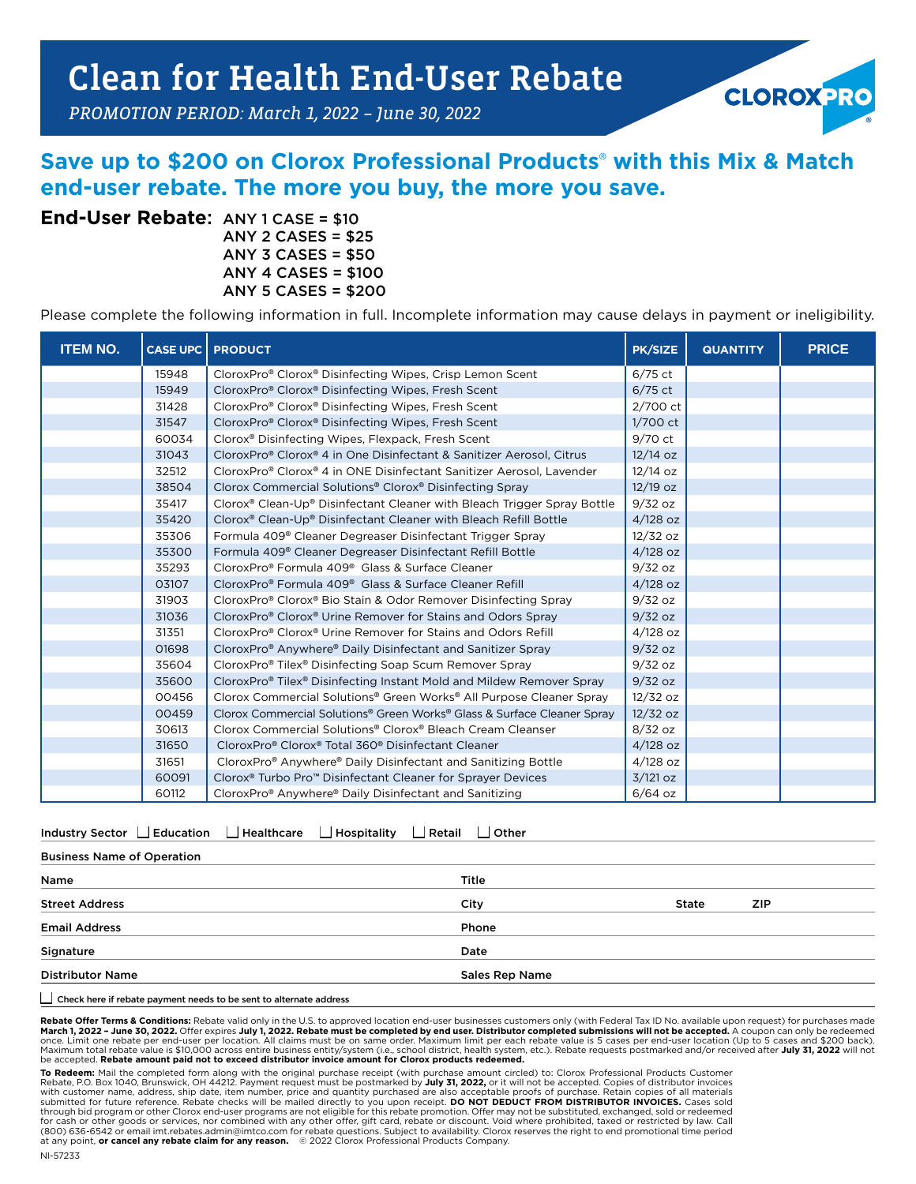# Clean for Health End-User Rebate

*PROMOTION PERIOD: March 1, 2022 – June 30, 2022*

CLOROXPRO

## Save up to $200 on Clorox Professional Products® with this Mix & Match end-user rebate. The more you buy, the more you save.

**End-User Rebate:** ANY 1 CASE = $10
ANY 2 CASES = $25
ANY 3 CASES = $50
ANY 4 CASES = $100
ANY 5 CASES = $200

Please complete the following information in full. Incomplete information may cause delays in payment or ineligibility.

| ITEM NO. | CASE UPC | PRODUCT | PK/SIZE | QUANTITY | PRICE |
|---|---|---|---|---|---|
| | 15948 | CloroxPro® Clorox® Disinfecting Wipes, Crisp Lemon Scent | 6/75 ct | | |
| | 15949 | CloroxPro® Clorox® Disinfecting Wipes, Fresh Scent | 6/75 ct | | |
| | 31428 | CloroxPro® Clorox® Disinfecting Wipes, Fresh Scent | 2/700 ct | | |
| | 31547 | CloroxPro® Clorox® Disinfecting Wipes, Fresh Scent | 1/700 ct | | |
| | 60034 | Clorox® Disinfecting Wipes, Flexpack, Fresh Scent | 9/70 ct | | |
| | 31043 | CloroxPro® Clorox® 4 in One Disinfectant & Sanitizer Aerosol, Citrus | 12/14 oz | | |
| | 32512 | CloroxPro® Clorox® 4 in ONE Disinfectant Sanitizer Aerosol, Lavender | 12/14 oz | | |
| | 38504 | Clorox Commercial Solutions® Clorox® Disinfecting Spray | 12/19 oz | | |
| | 35417 | Clorox® Clean-Up® Disinfectant Cleaner with Bleach Trigger Spray Bottle | 9/32 oz | | |
| | 35420 | Clorox® Clean-Up® Disinfectant Cleaner with Bleach Refill Bottle | 4/128 oz | | |
| | 35306 | Formula 409® Cleaner Degreaser Disinfectant Trigger Spray | 12/32 oz | | |
| | 35300 | Formula 409® Cleaner Degreaser Disinfectant Refill Bottle | 4/128 oz | | |
| | 35293 | CloroxPro® Formula 409® Glass & Surface Cleaner | 9/32 oz | | |
| | 03107 | CloroxPro® Formula 409® Glass & Surface Cleaner Refill | 4/128 oz | | |
| | 31903 | CloroxPro® Clorox® Bio Stain & Odor Remover Disinfecting Spray | 9/32 oz | | |
| | 31036 | CloroxPro® Clorox® Urine Remover for Stains and Odors Spray | 9/32 oz | | |
| | 31351 | CloroxPro® Clorox® Urine Remover for Stains and Odors Refill | 4/128 oz | | |
| | 01698 | CloroxPro® Anywhere® Daily Disinfectant and Sanitizer Spray | 9/32 oz | | |
| | 35604 | CloroxPro® Tilex® Disinfecting Soap Scum Remover Spray | 9/32 oz | | |
| | 35600 | CloroxPro® Tilex® Disinfecting Instant Mold and Mildew Remover Spray | 9/32 oz | | |
| | 00456 | Clorox Commercial Solutions® Green Works® All Purpose Cleaner Spray | 12/32 oz | | |
| | 00459 | Clorox Commercial Solutions® Green Works® Glass & Surface Cleaner Spray | 12/32 oz | | |
| | 30613 | Clorox Commercial Solutions® Clorox® Bleach Cream Cleanser | 8/32 oz | | |
| | 31650 | CloroxPro® Clorox® Total 360® Disinfectant Cleaner | 4/128 oz | | |
| | 31651 | CloroxPro® Anywhere® Daily Disinfectant and Sanitizing Bottle | 4/128 oz | | |
| | 60091 | Clorox® Turbo Pro™ Disinfectant Cleaner for Sprayer Devices | 3/121 oz | | |
| | 60112 | CloroxPro® Anywhere® Daily Disinfectant and Sanitizing | 6/64 oz | | |

**Industry Sector** ☐ Education ☐ Healthcare ☐ Hospitality ☐ Retail ☐ Other

**Business Name of Operation**

**Name** **Title**

**Street Address** **City** **State** **ZIP**

**Email Address** **Phone**

**Signature** **Date**

**Distributor Name** **Sales Rep Name**

☐ Check here if rebate payment needs to be sent to alternate address

**Rebate Offer Terms & Conditions:** Rebate valid only in the U.S. to approved location end-user businesses customers only (with Federal Tax ID No. available upon request) for purchases made **March 1, 2022 – June 30, 2022.** Offer expires **July 1, 2022. Rebate must be completed by end user. Distributor completed submissions will not be accepted.** A coupon can only be redeemed once. Limit one rebate per end-user per location. All claims must be on same order. Maximum limit per each rebate value is 5 cases per end-user location (Up to 5 cases and $200 back). Maximum total rebate value is $10,000 across entire business entity/system (i.e., school district, health system, etc.). Rebate requests postmarked and/or received after **July 31, 2022** will not be accepted. **Rebate amount paid not to exceed distributor invoice amount for Clorox products redeemed.**

**To Redeem:** Mail the completed form along with the original purchase receipt (with purchase amount circled) to: Clorox Professional Products Customer Rebate, P.O. Box 1040, Brunswick, OH 44212. Payment request must be postmarked by **July 31, 2022,** or it will not be accepted. Copies of distributor invoices with customer name, address, ship date, item number, price and quantity purchased are also acceptable proofs of purchase. Retain copies of all materials submitted for future reference. Rebate checks will be mailed directly to you upon receipt. **DO NOT DEDUCT FROM DISTRIBUTOR INVOICES.** Cases sold through bid program or other Clorox end-user programs are not eligible for this rebate promotion. Offer may not be substituted, exchanged, sold or redeemed for cash or other goods or services, nor combined with any other offer, gift card, rebate or discount. Void where prohibited, taxed or restricted by law. Call (800) 636-6542 or email imt.rebates.admin@imtco.com for rebate questions. Subject to availability. Clorox reserves the right to end promotional time period at any point, **or cancel any rebate claim for any reason.** © 2022 Clorox Professional Products Company.

NI-57233